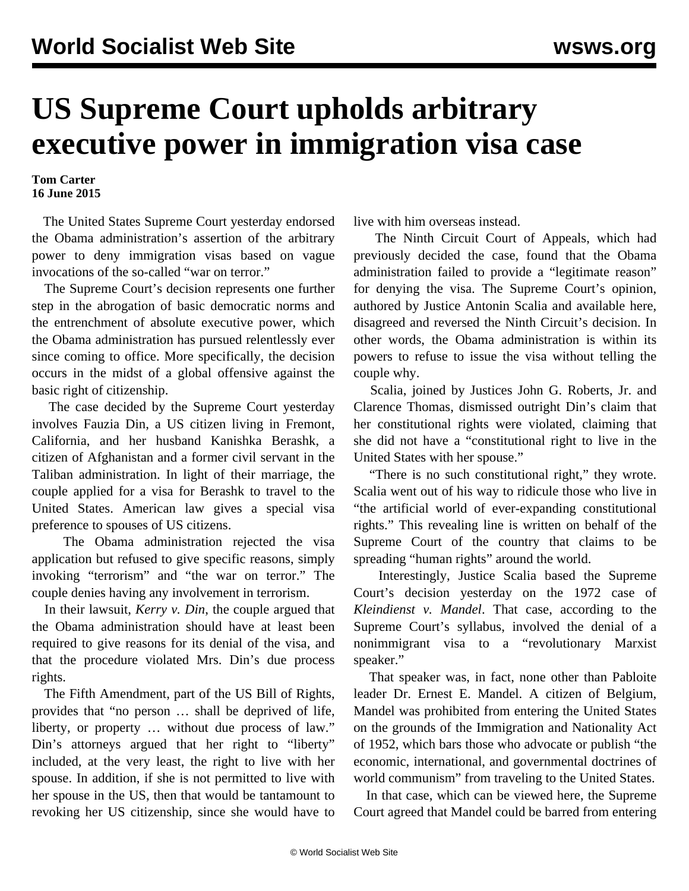# US Supreme Court upholds arbitrary executive power in immigration visa case

**Tom Carter**
**16 June 2015**

The United States Supreme Court yesterday endorsed the Obama administration's assertion of the arbitrary power to deny immigration visas based on vague invocations of the so-called "war on terror."

The Supreme Court's decision represents one further step in the abrogation of basic democratic norms and the entrenchment of absolute executive power, which the Obama administration has pursued relentlessly ever since coming to office. More specifically, the decision occurs in the midst of a global offensive against the basic right of citizenship.

The case decided by the Supreme Court yesterday involves Fauzia Din, a US citizen living in Fremont, California, and her husband Kanishka Berashk, a citizen of Afghanistan and a former civil servant in the Taliban administration. In light of their marriage, the couple applied for a visa for Berashk to travel to the United States. American law gives a special visa preference to spouses of US citizens.

The Obama administration rejected the visa application but refused to give specific reasons, simply invoking "terrorism" and "the war on terror." The couple denies having any involvement in terrorism.

In their lawsuit, *Kerry v. Din*, the couple argued that the Obama administration should have at least been required to give reasons for its denial of the visa, and that the procedure violated Mrs. Din's due process rights.

The Fifth Amendment, part of the US Bill of Rights, provides that "no person … shall be deprived of life, liberty, or property … without due process of law." Din's attorneys argued that her right to "liberty" included, at the very least, the right to live with her spouse. In addition, if she is not permitted to live with her spouse in the US, then that would be tantamount to revoking her US citizenship, since she would have to live with him overseas instead.

The Ninth Circuit Court of Appeals, which had previously decided the case, found that the Obama administration failed to provide a "legitimate reason" for denying the visa. The Supreme Court's opinion, authored by Justice Antonin Scalia and available here, disagreed and reversed the Ninth Circuit's decision. In other words, the Obama administration is within its powers to refuse to issue the visa without telling the couple why.

Scalia, joined by Justices John G. Roberts, Jr. and Clarence Thomas, dismissed outright Din's claim that her constitutional rights were violated, claiming that she did not have a "constitutional right to live in the United States with her spouse."

"There is no such constitutional right," they wrote. Scalia went out of his way to ridicule those who live in "the artificial world of ever-expanding constitutional rights." This revealing line is written on behalf of the Supreme Court of the country that claims to be spreading "human rights" around the world.

Interestingly, Justice Scalia based the Supreme Court's decision yesterday on the 1972 case of *Kleindienst v. Mandel*. That case, according to the Supreme Court's syllabus, involved the denial of a nonimmigrant visa to a "revolutionary Marxist speaker."

That speaker was, in fact, none other than Pabloite leader Dr. Ernest E. Mandel. A citizen of Belgium, Mandel was prohibited from entering the United States on the grounds of the Immigration and Nationality Act of 1952, which bars those who advocate or publish "the economic, international, and governmental doctrines of world communism" from traveling to the United States.

In that case, which can be viewed here, the Supreme Court agreed that Mandel could be barred from entering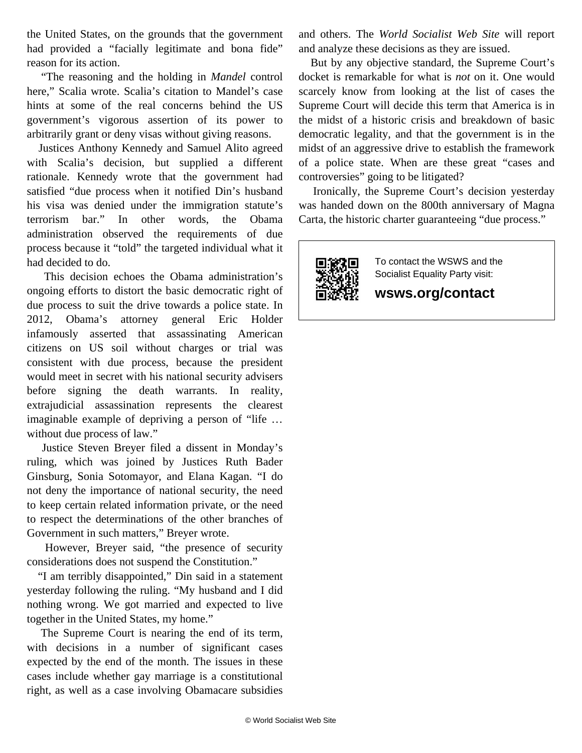the United States, on the grounds that the government had provided a "facially legitimate and bona fide" reason for its action.

"The reasoning and the holding in *Mandel* control here," Scalia wrote. Scalia's citation to Mandel's case hints at some of the real concerns behind the US government's vigorous assertion of its power to arbitrarily grant or deny visas without giving reasons.

Justices Anthony Kennedy and Samuel Alito agreed with Scalia's decision, but supplied a different rationale. Kennedy wrote that the government had satisfied "due process when it notified Din's husband his visa was denied under the immigration statute's terrorism bar." In other words, the Obama administration observed the requirements of due process because it "told" the targeted individual what it had decided to do.

This decision echoes the Obama administration's ongoing efforts to distort the basic democratic right of due process to suit the drive towards a police state. In 2012, Obama's attorney general Eric Holder infamously asserted that assassinating American citizens on US soil without charges or trial was consistent with due process, because the president would meet in secret with his national security advisers before signing the death warrants. In reality, extrajudicial assassination represents the clearest imaginable example of depriving a person of "life … without due process of law."

Justice Steven Breyer filed a dissent in Monday's ruling, which was joined by Justices Ruth Bader Ginsburg, Sonia Sotomayor, and Elana Kagan. "I do not deny the importance of national security, the need to keep certain related information private, or the need to respect the determinations of the other branches of Government in such matters," Breyer wrote.

However, Breyer said, "the presence of security considerations does not suspend the Constitution."

"I am terribly disappointed," Din said in a statement yesterday following the ruling. "My husband and I did nothing wrong. We got married and expected to live together in the United States, my home."

The Supreme Court is nearing the end of its term, with decisions in a number of significant cases expected by the end of the month. The issues in these cases include whether gay marriage is a constitutional right, as well as a case involving Obamacare subsidies and others. The *World Socialist Web Site* will report and analyze these decisions as they are issued.

But by any objective standard, the Supreme Court's docket is remarkable for what is *not* on it. One would scarcely know from looking at the list of cases the Supreme Court will decide this term that America is in the midst of a historic crisis and breakdown of basic democratic legality, and that the government is in the midst of an aggressive drive to establish the framework of a police state. When are these great "cases and controversies" going to be litigated?

Ironically, the Supreme Court's decision yesterday was handed down on the 800th anniversary of Magna Carta, the historic charter guaranteeing "due process."

To contact the WSWS and the Socialist Equality Party visit:

**wsws.org/contact**